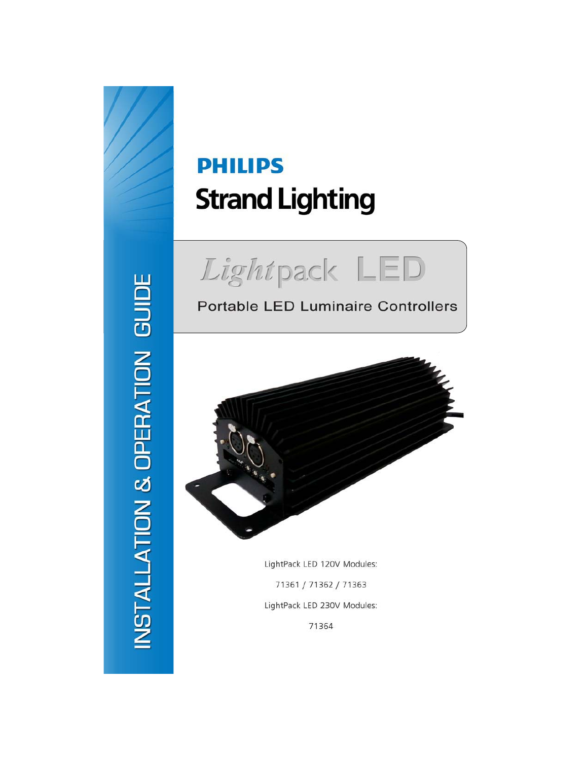INSTALLATION & OPERATION GUIDE

# PHILIPS

# Strand Lighting

## Lightpack LED

### Portable LED Luminaire Controllers

LightPack LED 120V Modules:

71361 / 71362 / 71363

LightPack LED 230V Modules:

71364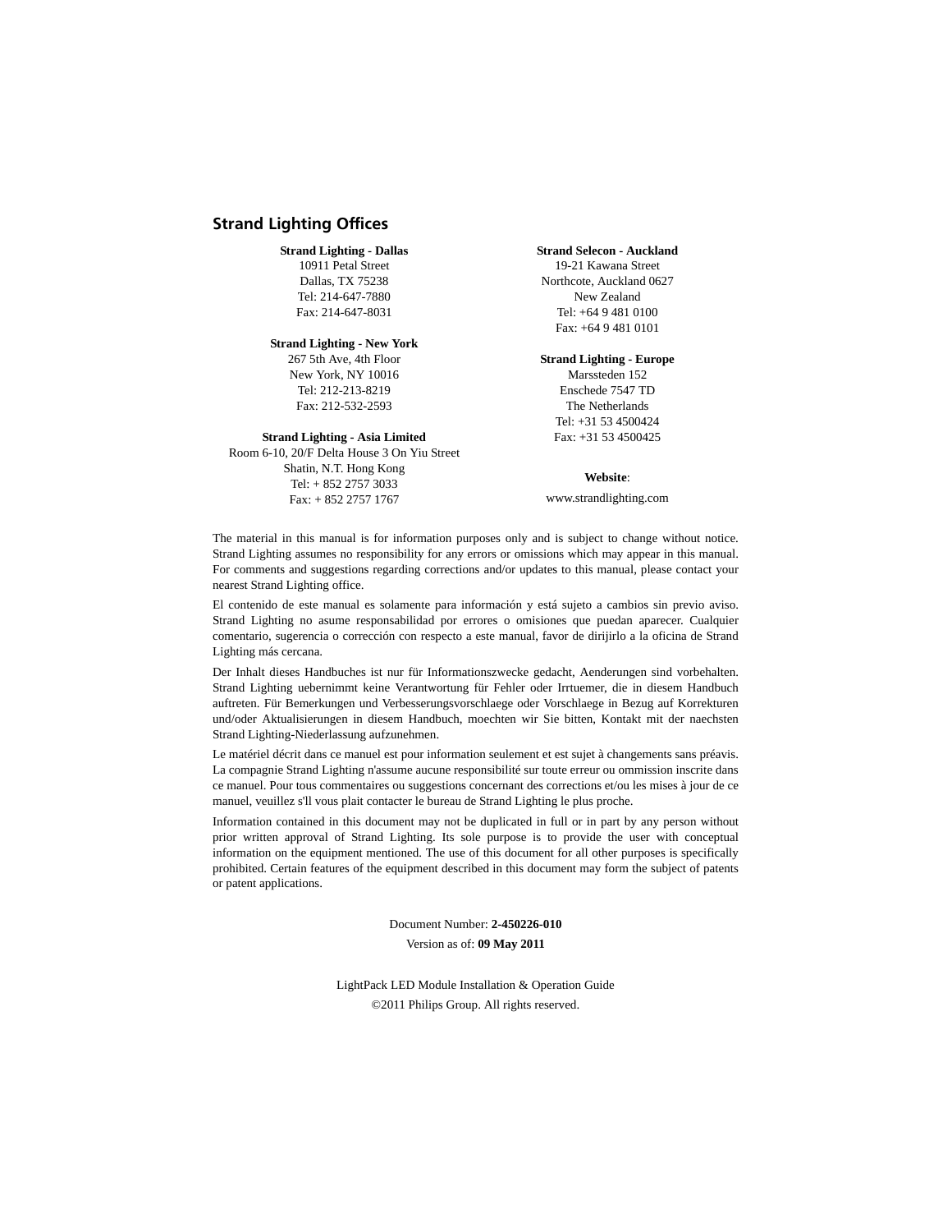## Strand Lighting Offices

**Strand Lighting - Dallas**
10911 Petal Street
Dallas, TX 75238
Tel: 214-647-7880
Fax: 214-647-8031

**Strand Lighting - New York**
267 5th Ave, 4th Floor
New York, NY 10016
Tel: 212-213-8219
Fax: 212-532-2593

**Strand Lighting - Asia Limited**
Room 6-10, 20/F Delta House 3 On Yiu Street
Shatin, N.T. Hong Kong
Tel: + 852 2757 3033
Fax: + 852 2757 1767

**Strand Selecon - Auckland**
19-21 Kawana Street
Northcote, Auckland 0627
New Zealand
Tel: +64 9 481 0100
Fax: +64 9 481 0101

**Strand Lighting - Europe**
Marssteden 152
Enschede 7547 TD
The Netherlands
Tel: +31 53 4500424
Fax: +31 53 4500425

**Website**:
www.strandlighting.com

The material in this manual is for information purposes only and is subject to change without notice. Strand Lighting assumes no responsibility for any errors or omissions which may appear in this manual. For comments and suggestions regarding corrections and/or updates to this manual, please contact your nearest Strand Lighting office.

El contenido de este manual es solamente para información y está sujeto a cambios sin previo aviso. Strand Lighting no asume responsabilidad por errores o omisiones que puedan aparecer. Cualquier comentario, sugerencia o corrección con respecto a este manual, favor de dirijirlo a la oficina de Strand Lighting más cercana.

Der Inhalt dieses Handbuches ist nur für Informationszwecke gedacht, Aenderungen sind vorbehalten. Strand Lighting uebernimmt keine Verantwortung für Fehler oder Irrtuemer, die in diesem Handbuch auftreten. Für Bemerkungen und Verbesserungsvorschlaege oder Vorschlaege in Bezug auf Korrekturen und/oder Aktualisierungen in diesem Handbuch, moechten wir Sie bitten, Kontakt mit der naechsten Strand Lighting-Niederlassung aufzunehmen.

Le matériel décrit dans ce manuel est pour information seulement et est sujet à changements sans préavis. La compagnie Strand Lighting n'assume aucune responsibilité sur toute erreur ou ommission inscrite dans ce manuel. Pour tous commentaires ou suggestions concernant des corrections et/ou les mises à jour de ce manuel, veuillez s'll vous plait contacter le bureau de Strand Lighting le plus proche.

Information contained in this document may not be duplicated in full or in part by any person without prior written approval of Strand Lighting. Its sole purpose is to provide the user with conceptual information on the equipment mentioned. The use of this document for all other purposes is specifically prohibited. Certain features of the equipment described in this document may form the subject of patents or patent applications.

Document Number: **2-450226-010**

Version as of: **09 May 2011**

LightPack LED Module Installation & Operation Guide

©2011 Philips Group. All rights reserved.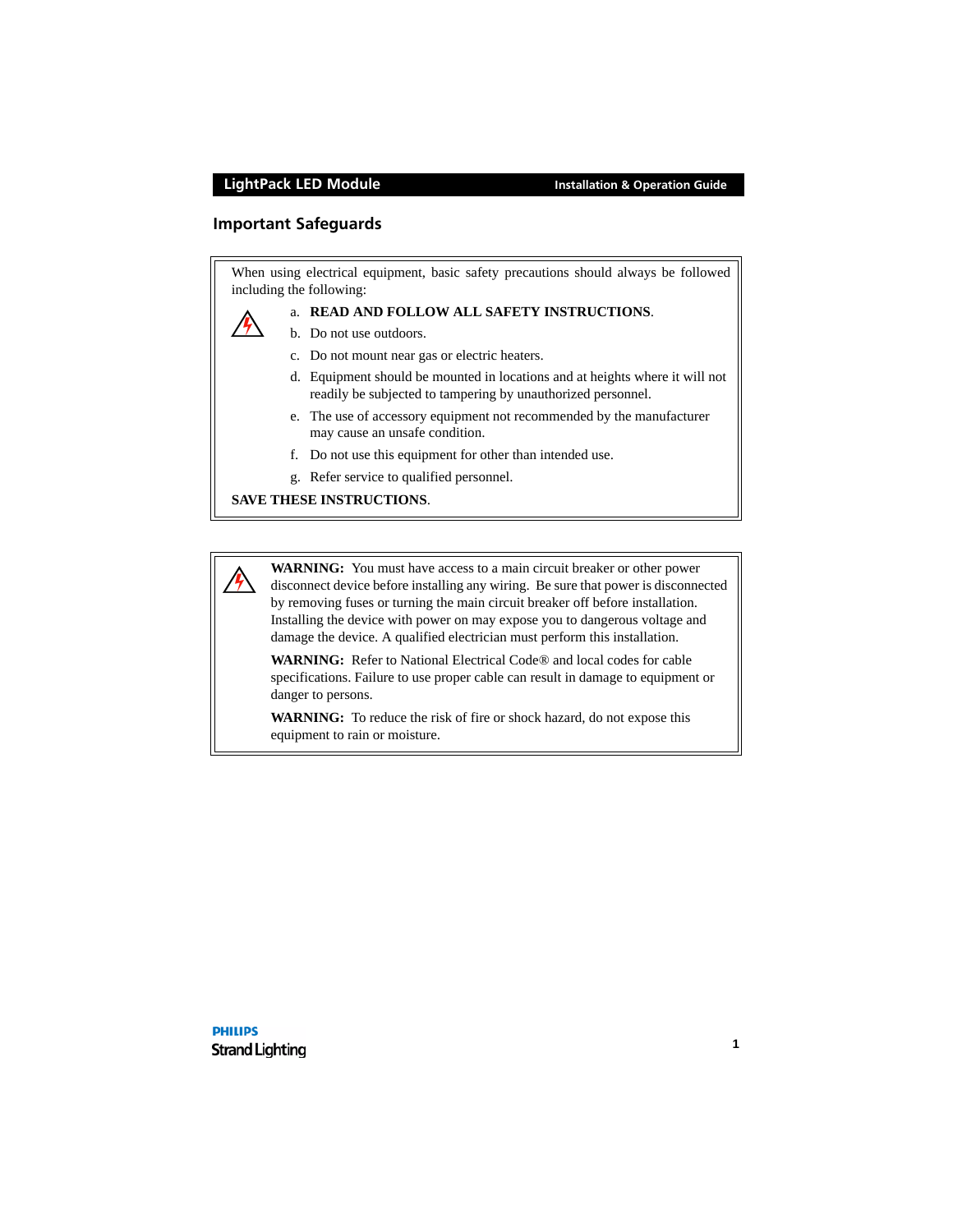## Important Safeguards

When using electrical equipment, basic safety precautions should always be followed including the following:

a. **READ AND FOLLOW ALL SAFETY INSTRUCTIONS**.
b. Do not use outdoors.
c. Do not mount near gas or electric heaters.
d. Equipment should be mounted in locations and at heights where it will not readily be subjected to tampering by unauthorized personnel.
e. The use of accessory equipment not recommended by the manufacturer may cause an unsafe condition.
f. Do not use this equipment for other than intended use.
g. Refer service to qualified personnel.

**SAVE THESE INSTRUCTIONS**.

**WARNING:** You must have access to a main circuit breaker or other power disconnect device before installing any wiring. Be sure that power is disconnected by removing fuses or turning the main circuit breaker off before installation. Installing the device with power on may expose you to dangerous voltage and damage the device. A qualified electrician must perform this installation.

**WARNING:** Refer to National Electrical Code® and local codes for cable specifications. Failure to use proper cable can result in damage to equipment or danger to persons.

**WARNING:** To reduce the risk of fire or shock hazard, do not expose this equipment to rain or moisture.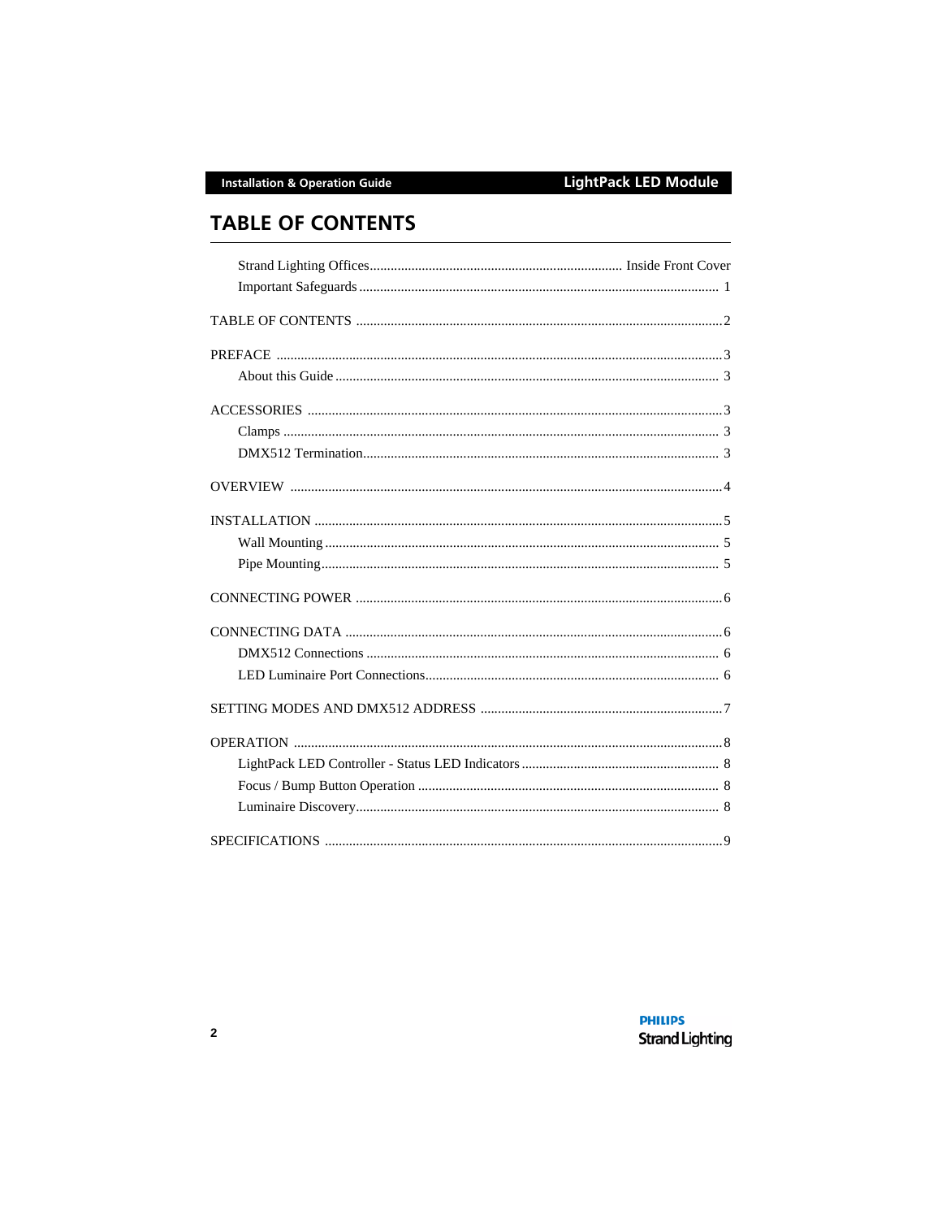# TABLE OF CONTENTS

- Strand Lighting Offices ........ Inside Front Cover
- Important Safeguards ........ 1

TABLE OF CONTENTS ........ 2

PREFACE ........ 3

- About this Guide ........ 3

ACCESSORIES ........ 3

- Clamps ........ 3
- DMX512 Termination ........ 3

OVERVIEW ........ 4

INSTALLATION ........ 5

- Wall Mounting ........ 5
- Pipe Mounting ........ 5

CONNECTING POWER ........ 6

CONNECTING DATA ........ 6

- DMX512 Connections ........ 6
- LED Luminaire Port Connections ........ 6

SETTING MODES AND DMX512 ADDRESS ........ 7

OPERATION ........ 8

- LightPack LED Controller - Status LED Indicators ........ 8
- Focus / Bump Button Operation ........ 8
- Luminaire Discovery ........ 8

SPECIFICATIONS ........ 9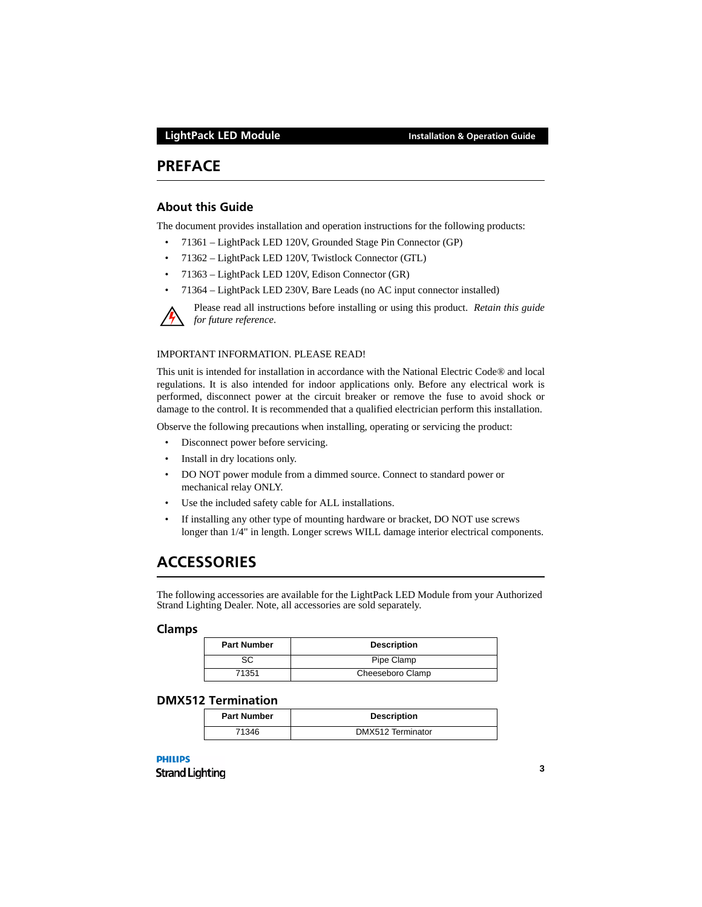# PREFACE

## About this Guide

The document provides installation and operation instructions for the following products:

- 71361 – LightPack LED 120V, Grounded Stage Pin Connector (GP)
- 71362 – LightPack LED 120V, Twistlock Connector (GTL)
- 71363 – LightPack LED 120V, Edison Connector (GR)
- 71364 – LightPack LED 230V, Bare Leads (no AC input connector installed)

Please read all instructions before installing or using this product. *Retain this guide for future reference.*

IMPORTANT INFORMATION. PLEASE READ!

This unit is intended for installation in accordance with the National Electric Code® and local regulations. It is also intended for indoor applications only. Before any electrical work is performed, disconnect power at the circuit breaker or remove the fuse to avoid shock or damage to the control. It is recommended that a qualified electrician perform this installation.

Observe the following precautions when installing, operating or servicing the product:

- Disconnect power before servicing.
- Install in dry locations only.
- DO NOT power module from a dimmed source. Connect to standard power or mechanical relay ONLY.
- Use the included safety cable for ALL installations.
- If installing any other type of mounting hardware or bracket, DO NOT use screws longer than 1/4" in length. Longer screws WILL damage interior electrical components.

# ACCESSORIES

The following accessories are available for the LightPack LED Module from your Authorized Strand Lighting Dealer. Note, all accessories are sold separately.

## Clamps

| Part Number | Description |
| --- | --- |
| SC | Pipe Clamp |
| 71351 | Cheeseboro Clamp |

## DMX512 Termination

| Part Number | Description |
| --- | --- |
| 71346 | DMX512 Terminator |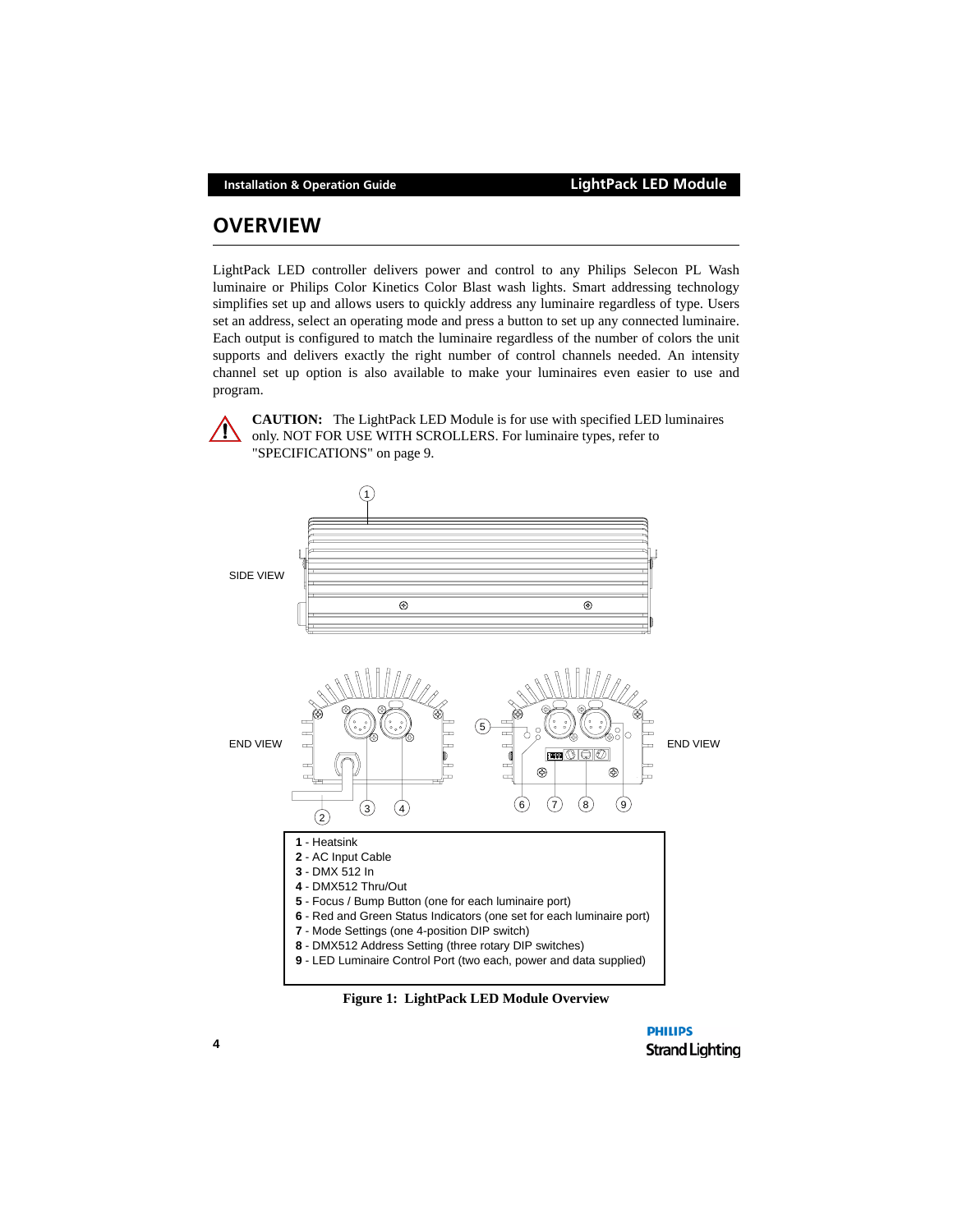# OVERVIEW

LightPack LED controller delivers power and control to any Philips Selecon PL Wash luminaire or Philips Color Kinetics Color Blast wash lights. Smart addressing technology simplifies set up and allows users to quickly address any luminaire regardless of type. Users set an address, select an operating mode and press a button to set up any connected luminaire. Each output is configured to match the luminaire regardless of the number of colors the unit supports and delivers exactly the right number of control channels needed. An intensity channel set up option is also available to make your luminaires even easier to use and program.

**CAUTION:** The LightPack LED Module is for use with specified LED luminaires only. NOT FOR USE WITH SCROLLERS. For luminaire types, refer to "SPECIFICATIONS" on page 9.

SIDE VIEW

END VIEW

END VIEW

**1** - Heatsink
**2** - AC Input Cable
**3** - DMX 512 In
**4** - DMX512 Thru/Out
**5** - Focus / Bump Button (one for each luminaire port)
**6** - Red and Green Status Indicators (one set for each luminaire port)
**7** - Mode Settings (one 4-position DIP switch)
**8** - DMX512 Address Setting (three rotary DIP switches)
**9** - LED Luminaire Control Port (two each, power and data supplied)

**Figure 1: LightPack LED Module Overview**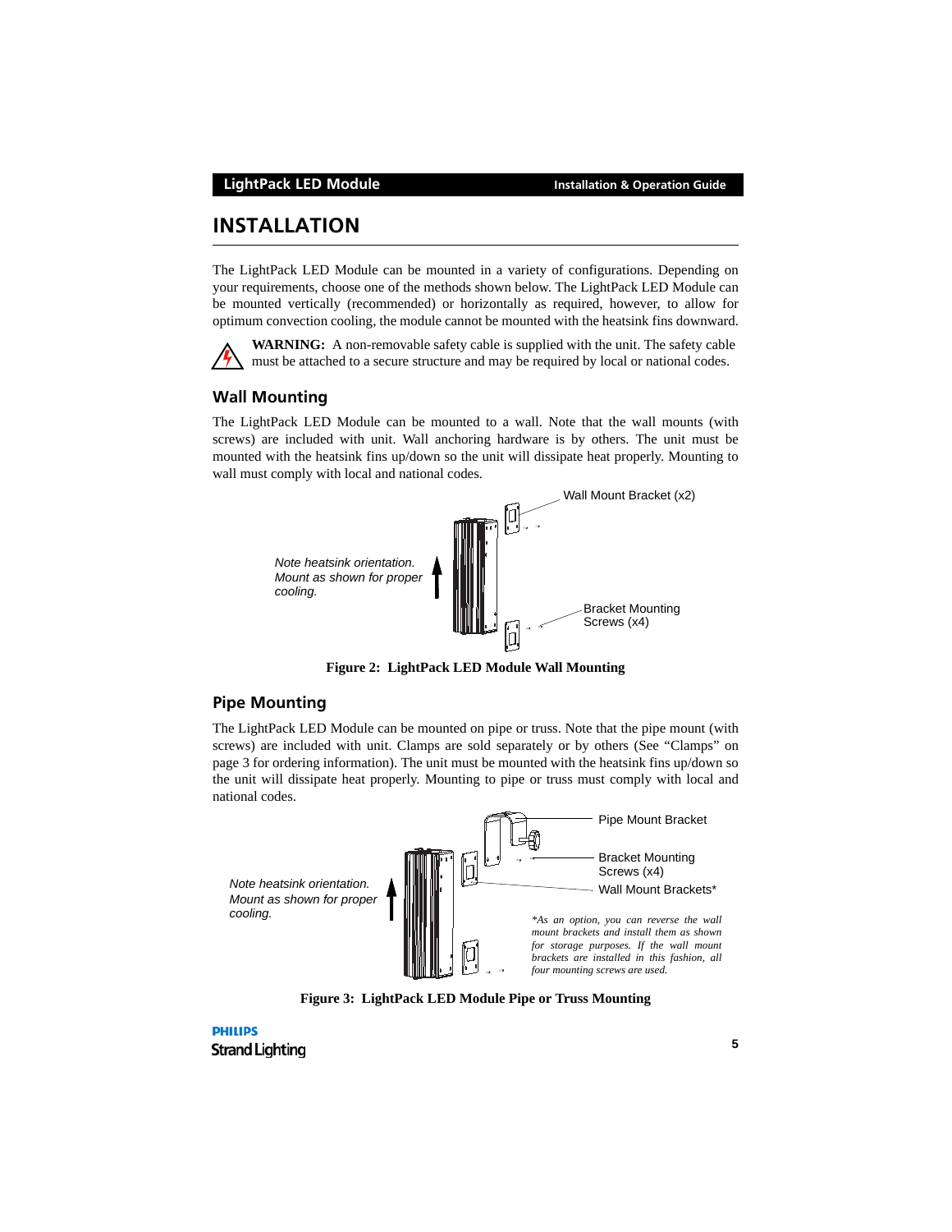# INSTALLATION

The LightPack LED Module can be mounted in a variety of configurations. Depending on your requirements, choose one of the methods shown below. The LightPack LED Module can be mounted vertically (recommended) or horizontally as required, however, to allow for optimum convection cooling, the module cannot be mounted with the heatsink fins downward.

**WARNING:** A non-removable safety cable is supplied with the unit. The safety cable must be attached to a secure structure and may be required by local or national codes.

## Wall Mounting

The LightPack LED Module can be mounted to a wall. Note that the wall mounts (with screws) are included with unit. Wall anchoring hardware is by others. The unit must be mounted with the heatsink fins up/down so the unit will dissipate heat properly. Mounting to wall must comply with local and national codes.

Wall Mount Bracket (x2)

*Note heatsink orientation. Mount as shown for proper cooling.*

Bracket Mounting Screws (x4)

**Figure 2: LightPack LED Module Wall Mounting**

## Pipe Mounting

The LightPack LED Module can be mounted on pipe or truss. Note that the pipe mount (with screws) are included with unit. Clamps are sold separately or by others (See "Clamps" on page 3 for ordering information). The unit must be mounted with the heatsink fins up/down so the unit will dissipate heat properly. Mounting to pipe or truss must comply with local and national codes.

Pipe Mount Bracket

Bracket Mounting Screws (x4)

Wall Mount Brackets*

*Note heatsink orientation. Mount as shown for proper cooling.*

*\*As an option, you can reverse the wall mount brackets and install them as shown for storage purposes. If the wall mount brackets are installed in this fashion, all four mounting screws are used.*

**Figure 3: LightPack LED Module Pipe or Truss Mounting**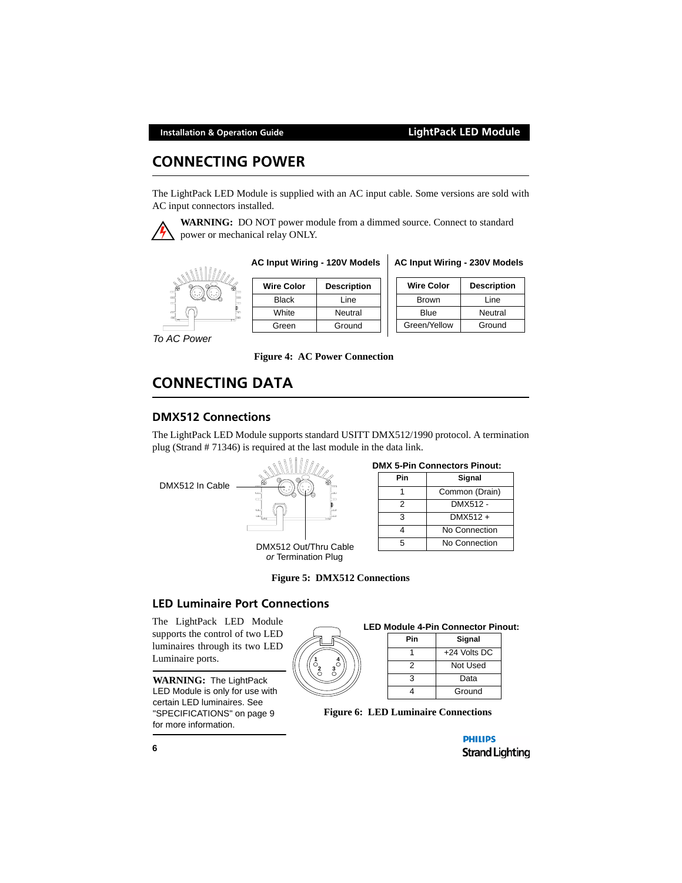# CONNECTING POWER

The LightPack LED Module is supplied with an AC input cable. Some versions are sold with AC input connectors installed.

**WARNING:** DO NOT power module from a dimmed source. Connect to standard power or mechanical relay ONLY.

*To AC Power*

**AC Input Wiring - 120V Models**

| Wire Color | Description |
|---|---|
| Black | Line |
| White | Neutral |
| Green | Ground |

**AC Input Wiring - 230V Models**

| Wire Color | Description |
|---|---|
| Brown | Line |
| Blue | Neutral |
| Green/Yellow | Ground |

**Figure 4: AC Power Connection**

# CONNECTING DATA

## DMX512 Connections

The LightPack LED Module supports standard USITT DMX512/1990 protocol. A termination plug (Strand # 71346) is required at the last module in the data link.

DMX512 In Cable

DMX512 Out/Thru Cable *or* Termination Plug

**DMX 5-Pin Connectors Pinout:**

| Pin | Signal |
|---|---|
| 1 | Common (Drain) |
| 2 | DMX512 - |
| 3 | DMX512 + |
| 4 | No Connection |
| 5 | No Connection |

**Figure 5: DMX512 Connections**

## LED Luminaire Port Connections

The LightPack LED Module supports the control of two LED luminaires through its two LED Luminaire ports.

**WARNING:** The LightPack LED Module is only for use with certain LED luminaires. See "SPECIFICATIONS" on page 9 for more information.

**LED Module 4-Pin Connector Pinout:**

| Pin | Signal |
|---|---|
| 1 | +24 Volts DC |
| 2 | Not Used |
| 3 | Data |
| 4 | Ground |

**Figure 6: LED Luminaire Connections**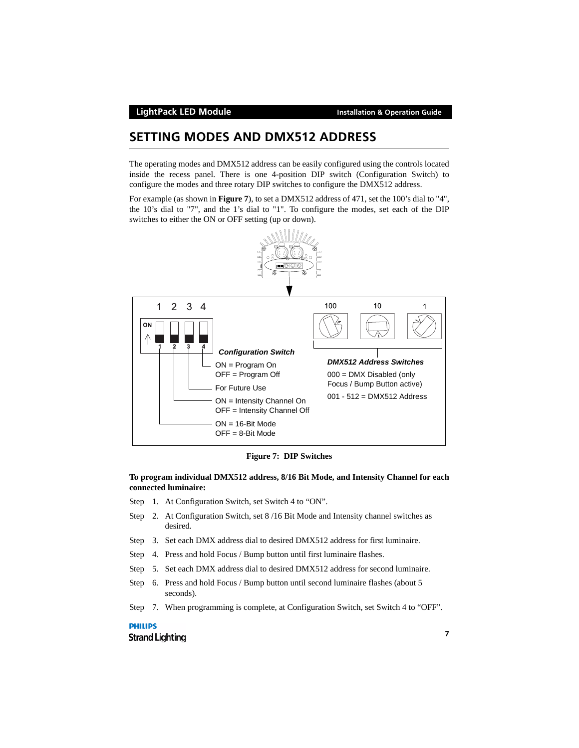## SETTING MODES AND DMX512 ADDRESS

The operating modes and DMX512 address can be easily configured using the controls located inside the recess panel. There is one 4-position DIP switch (Configuration Switch) to configure the modes and three rotary DIP switches to configure the DMX512 address.

For example (as shown in **Figure 7**), to set a DMX512 address of 471, set the 100's dial to "4", the 10's dial to "7", and the 1's dial to "1". To configure the modes, set each of the DIP switches to either the ON or OFF setting (up or down).

1 2 3 4

ON

***Configuration Switch***

- Switch 4: ON = Program On / OFF = Program Off
- Switch 3: For Future Use
- Switch 2: ON = Intensity Channel On / OFF = Intensity Channel Off
- Switch 1: ON = 16-Bit Mode / OFF = 8-Bit Mode

100 10 1

***DMX512 Address Switches***

000 = DMX Disabled (only Focus / Bump Button active)

001 - 512 = DMX512 Address

**Figure 7: DIP Switches**

**To program individual DMX512 address, 8/16 Bit Mode, and Intensity Channel for each connected luminaire:**

Step 1. At Configuration Switch, set Switch 4 to "ON".

Step 2. At Configuration Switch, set 8 /16 Bit Mode and Intensity channel switches as desired.

Step 3. Set each DMX address dial to desired DMX512 address for first luminaire.

Step 4. Press and hold Focus / Bump button until first luminaire flashes.

Step 5. Set each DMX address dial to desired DMX512 address for second luminaire.

Step 6. Press and hold Focus / Bump button until second luminaire flashes (about 5 seconds).

Step 7. When programming is complete, at Configuration Switch, set Switch 4 to "OFF".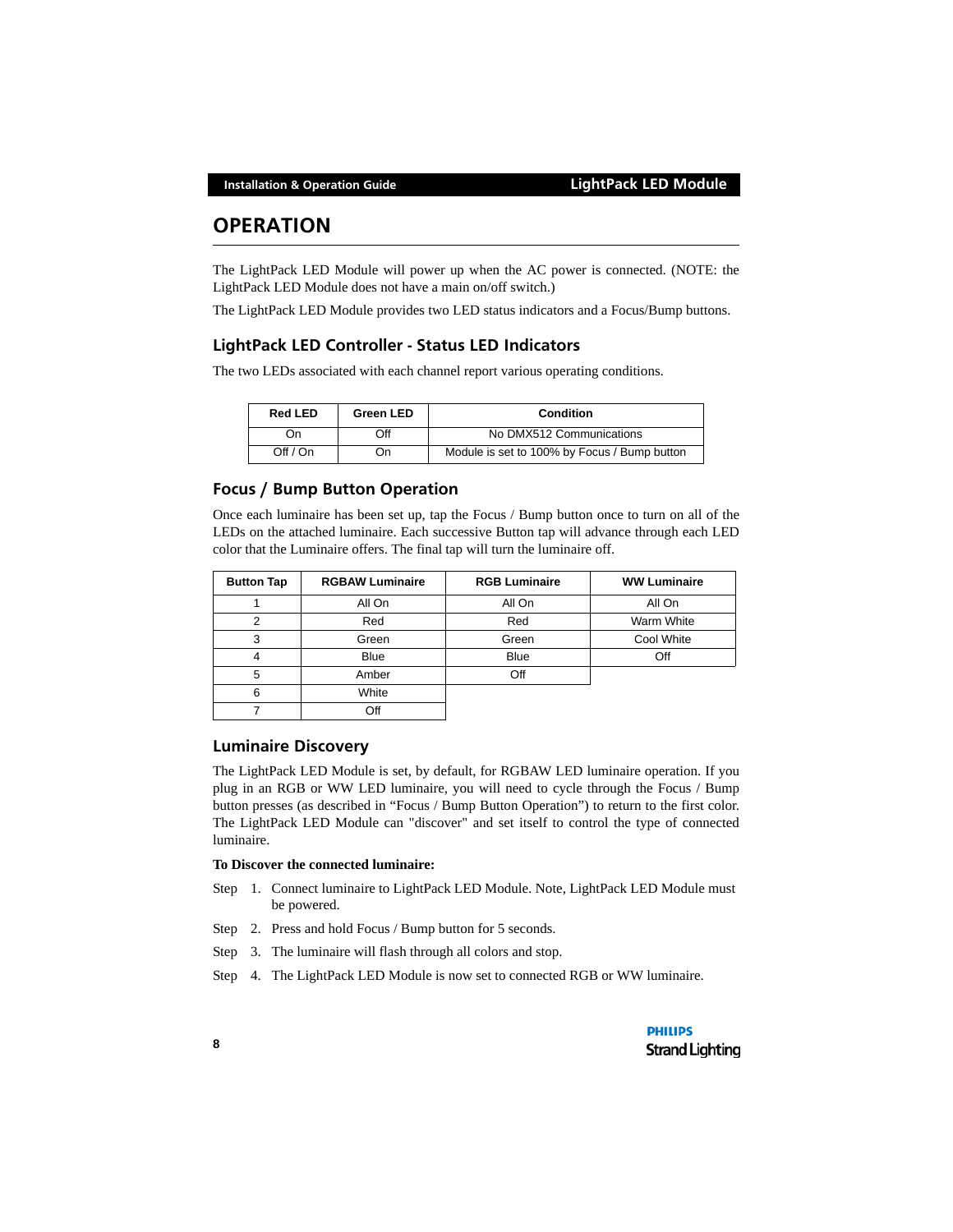# OPERATION

The LightPack LED Module will power up when the AC power is connected. (NOTE: the LightPack LED Module does not have a main on/off switch.)

The LightPack LED Module provides two LED status indicators and a Focus/Bump buttons.

## LightPack LED Controller - Status LED Indicators

The two LEDs associated with each channel report various operating conditions.

| Red LED | Green LED | Condition |
|---|---|---|
| On | Off | No DMX512 Communications |
| Off / On | On | Module is set to 100% by Focus / Bump button |

## Focus / Bump Button Operation

Once each luminaire has been set up, tap the Focus / Bump button once to turn on all of the LEDs on the attached luminaire. Each successive Button tap will advance through each LED color that the Luminaire offers. The final tap will turn the luminaire off.

| Button Tap | RGBAW Luminaire | RGB Luminaire | WW Luminaire |
|---|---|---|---|
| 1 | All On | All On | All On |
| 2 | Red | Red | Warm White |
| 3 | Green | Green | Cool White |
| 4 | Blue | Blue | Off |
| 5 | Amber | Off | |
| 6 | White | | |
| 7 | Off | | |

## Luminaire Discovery

The LightPack LED Module is set, by default, for RGBAW LED luminaire operation. If you plug in an RGB or WW LED luminaire, you will need to cycle through the Focus / Bump button presses (as described in "Focus / Bump Button Operation") to return to the first color. The LightPack LED Module can "discover" and set itself to control the type of connected luminaire.

**To Discover the connected luminaire:**

Step 1. Connect luminaire to LightPack LED Module. Note, LightPack LED Module must be powered.

Step 2. Press and hold Focus / Bump button for 5 seconds.

Step 3. The luminaire will flash through all colors and stop.

Step 4. The LightPack LED Module is now set to connected RGB or WW luminaire.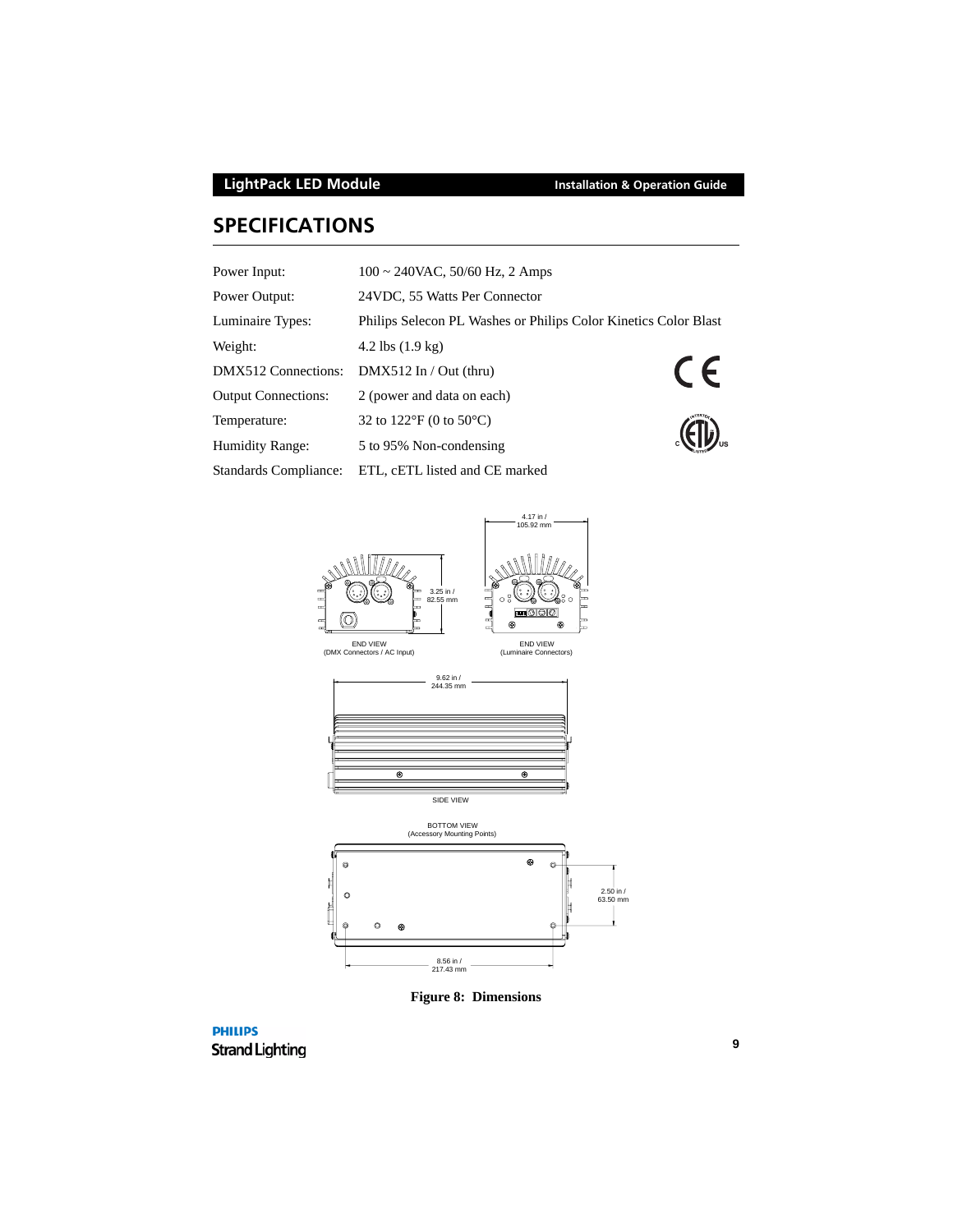## SPECIFICATIONS

| | |
|---|---|
| Power Input: | 100 ~ 240VAC, 50/60 Hz, 2 Amps |
| Power Output: | 24VDC, 55 Watts Per Connector |
| Luminaire Types: | Philips Selecon PL Washes or Philips Color Kinetics Color Blast |
| Weight: | 4.2 lbs (1.9 kg) |
| DMX512 Connections: | DMX512 In / Out (thru) |
| Output Connections: | 2 (power and data on each) |
| Temperature: | 32 to 122°F (0 to 50°C) |
| Humidity Range: | 5 to 95% Non-condensing |
| Standards Compliance: | ETL, cETL listed and CE marked |

4.17 in / 105.92 mm

3.25 in / 82.55 mm

END VIEW (DMX Connectors / AC Input)

END VIEW (Luminaire Connectors)

9.62 in / 244.35 mm

SIDE VIEW

BOTTOM VIEW (Accessory Mounting Points)

2.50 in / 63.50 mm

8.56 in / 217.43 mm

**Figure 8: Dimensions**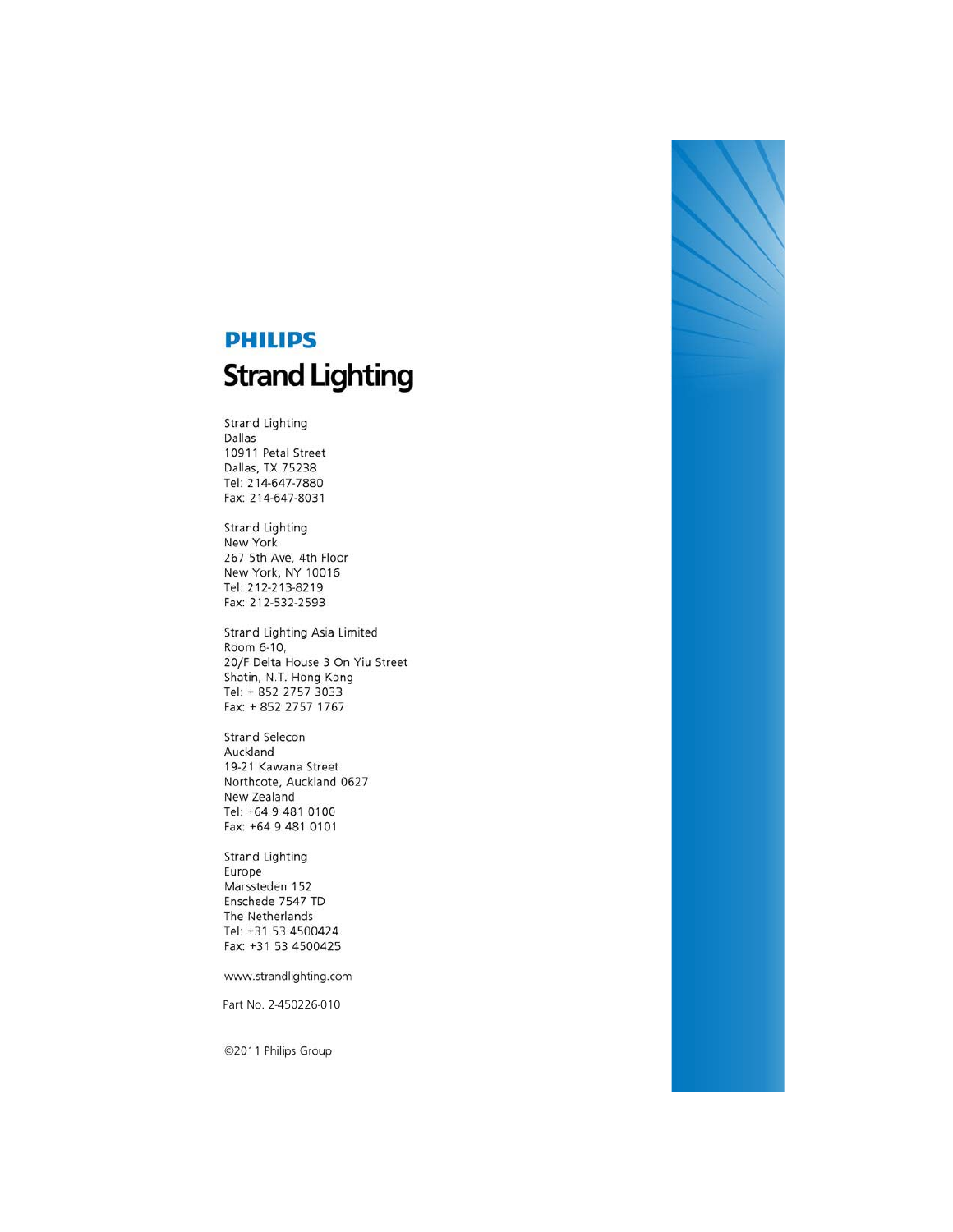**PHILIPS**

# Strand Lighting

Strand Lighting
Dallas
10911 Petal Street
Dallas, TX 75238
Tel: 214-647-7880
Fax: 214-647-8031

Strand Lighting
New York
267 5th Ave, 4th Floor
New York, NY 10016
Tel: 212-213-8219
Fax: 212-532-2593

Strand Lighting Asia Limited
Room 6-10,
20/F Delta House 3 On Yiu Street
Shatin, N.T. Hong Kong
Tel: + 852 2757 3033
Fax: + 852 2757 1767

Strand Selecon
Auckland
19-21 Kawana Street
Northcote, Auckland 0627
New Zealand
Tel: +64 9 481 0100
Fax: +64 9 481 0101

Strand Lighting
Europe
Marssteden 152
Enschede 7547 TD
The Netherlands
Tel: +31 53 4500424
Fax: +31 53 4500425

www.strandlighting.com

Part No. 2-450226-010

©2011 Philips Group